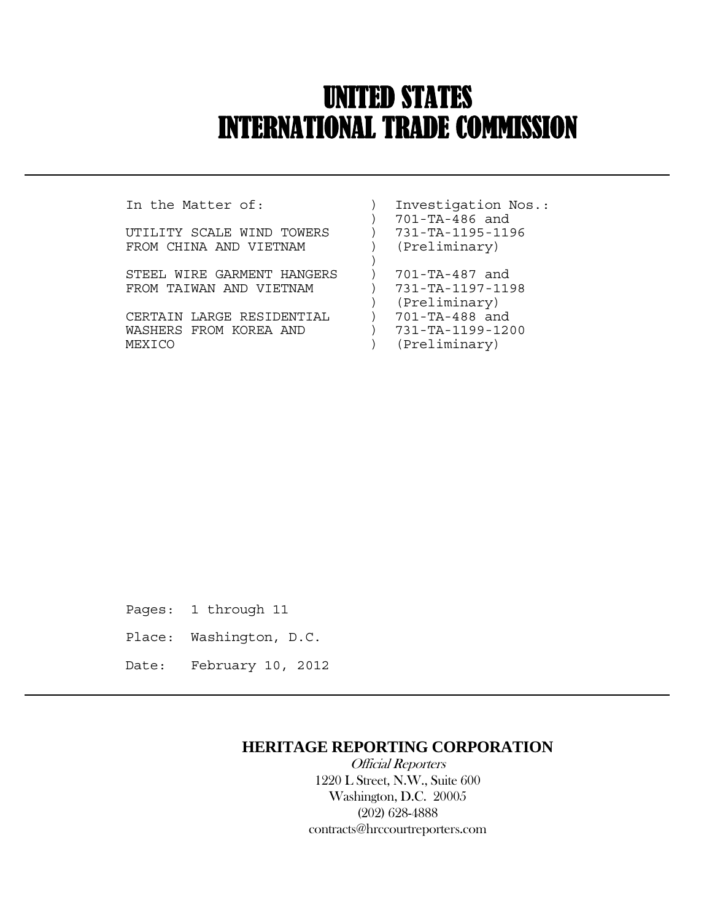# UNITED STATES
# INTERNATIONAL TRADE COMMISSION

| In the Matter of: | | Investigation Nos.: |
|---|---|---|
| | ) | 701-TA-486 and |
| UTILITY SCALE WIND TOWERS | ) | 731-TA-1195-1196 |
| FROM CHINA AND VIETNAM | ) | (Preliminary) |
| | ) | |
| STEEL WIRE GARMENT HANGERS | ) | 701-TA-487 and |
| FROM TAIWAN AND VIETNAM | ) | 731-TA-1197-1198 |
| | ) | (Preliminary) |
| CERTAIN LARGE RESIDENTIAL | ) | 701-TA-488 and |
| WASHERS FROM KOREA AND | ) | 731-TA-1199-1200 |
| MEXICO | ) | (Preliminary) |

Pages: 1 through 11

Place: Washington, D.C.

Date: February 10, 2012

**HERITAGE REPORTING CORPORATION**

*Official Reporters*

1220 L Street, N.W., Suite 600

Washington, D.C. 20005

(202) 628-4888

contracts@hrccourtreporters.com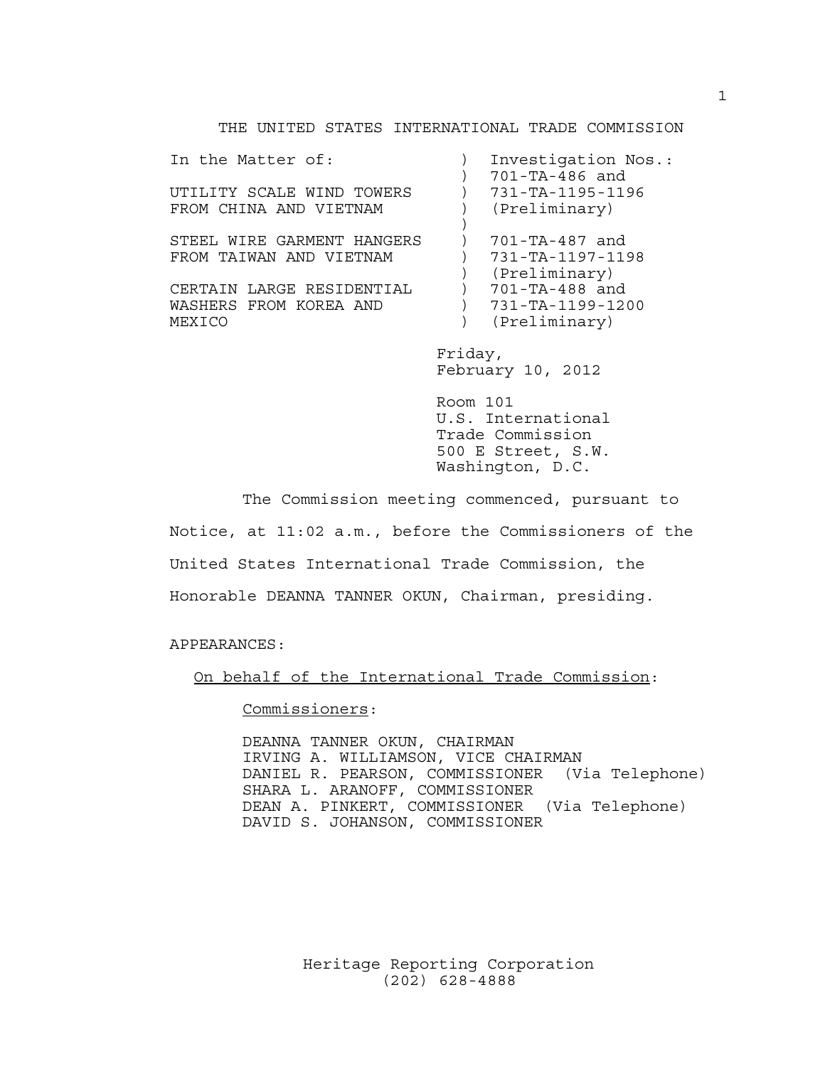THE UNITED STATES INTERNATIONAL TRADE COMMISSION

| In the Matter of: | ) | Investigation Nos.: |
|---|---|---|
| | ) | 701-TA-486 and |
| UTILITY SCALE WIND TOWERS | ) | 731-TA-1195-1196 |
| FROM CHINA AND VIETNAM | ) | (Preliminary) |
| | ) | |
| STEEL WIRE GARMENT HANGERS | ) | 701-TA-487 and |
| FROM TAIWAN AND VIETNAM | ) | 731-TA-1197-1198 |
| | ) | (Preliminary) |
| CERTAIN LARGE RESIDENTIAL | ) | 701-TA-488 and |
| WASHERS FROM KOREA AND | ) | 731-TA-1199-1200 |
| MEXICO | ) | (Preliminary) |

Friday,
February 10, 2012

Room 101
U.S. International
Trade Commission
500 E Street, S.W.
Washington, D.C.

The Commission meeting commenced, pursuant to Notice, at 11:02 a.m., before the Commissioners of the United States International Trade Commission, the Honorable DEANNA TANNER OKUN, Chairman, presiding.

APPEARANCES:

On behalf of the International Trade Commission:

Commissioners:

DEANNA TANNER OKUN, CHAIRMAN
IRVING A. WILLIAMSON, VICE CHAIRMAN
DANIEL R. PEARSON, COMMISSIONER (Via Telephone)
SHARA L. ARANOFF, COMMISSIONER
DEAN A. PINKERT, COMMISSIONER (Via Telephone)
DAVID S. JOHANSON, COMMISSIONER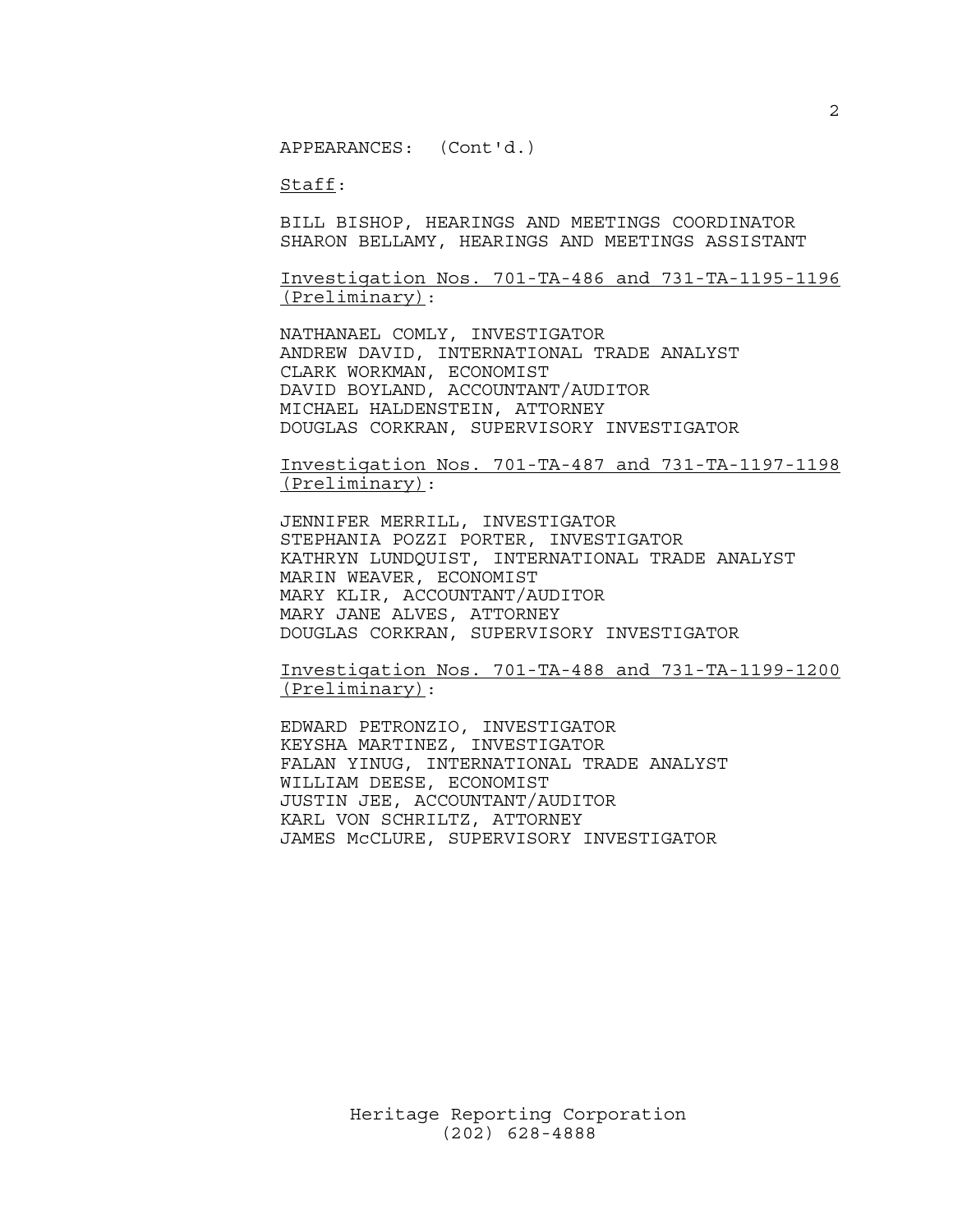APPEARANCES: (Cont'd.)

Staff:

BILL BISHOP, HEARINGS AND MEETINGS COORDINATOR
SHARON BELLAMY, HEARINGS AND MEETINGS ASSISTANT

Investigation Nos. 701-TA-486 and 731-TA-1195-1196 (Preliminary):

NATHANAEL COMLY, INVESTIGATOR
ANDREW DAVID, INTERNATIONAL TRADE ANALYST
CLARK WORKMAN, ECONOMIST
DAVID BOYLAND, ACCOUNTANT/AUDITOR
MICHAEL HALDENSTEIN, ATTORNEY
DOUGLAS CORKRAN, SUPERVISORY INVESTIGATOR

Investigation Nos. 701-TA-487 and 731-TA-1197-1198 (Preliminary):

JENNIFER MERRILL, INVESTIGATOR
STEPHANIA POZZI PORTER, INVESTIGATOR
KATHRYN LUNDQUIST, INTERNATIONAL TRADE ANALYST
MARIN WEAVER, ECONOMIST
MARY KLIR, ACCOUNTANT/AUDITOR
MARY JANE ALVES, ATTORNEY
DOUGLAS CORKRAN, SUPERVISORY INVESTIGATOR

Investigation Nos. 701-TA-488 and 731-TA-1199-1200 (Preliminary):

EDWARD PETRONZIO, INVESTIGATOR
KEYSHA MARTINEZ, INVESTIGATOR
FALAN YINUG, INTERNATIONAL TRADE ANALYST
WILLIAM DEESE, ECONOMIST
JUSTIN JEE, ACCOUNTANT/AUDITOR
KARL VON SCHRILTZ, ATTORNEY
JAMES McCLURE, SUPERVISORY INVESTIGATOR

Heritage Reporting Corporation
(202) 628-4888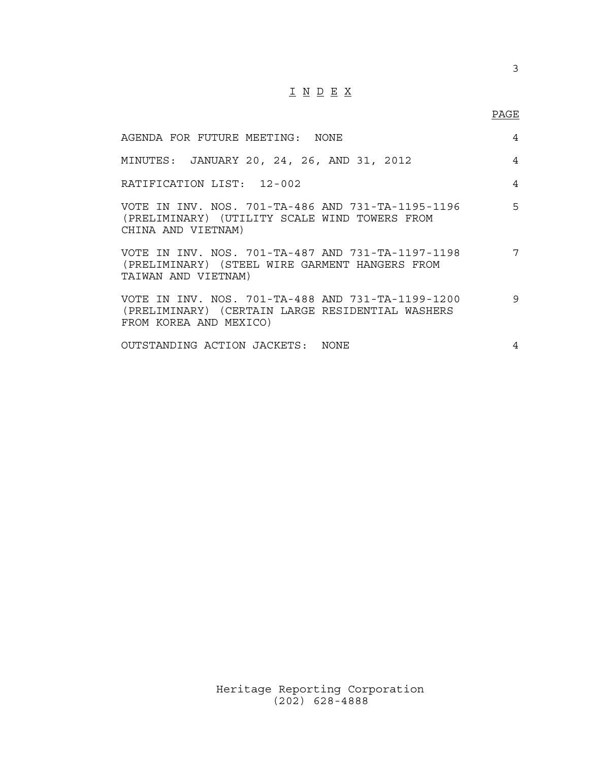# I N D E X

| | PAGE |
|---|---|
| AGENDA FOR FUTURE MEETING: NONE | 4 |
| MINUTES: JANUARY 20, 24, 26, AND 31, 2012 | 4 |
| RATIFICATION LIST: 12-002 | 4 |
| VOTE IN INV. NOS. 701-TA-486 AND 731-TA-1195-1196 (PRELIMINARY) (UTILITY SCALE WIND TOWERS FROM CHINA AND VIETNAM) | 5 |
| VOTE IN INV. NOS. 701-TA-487 AND 731-TA-1197-1198 (PRELIMINARY) (STEEL WIRE GARMENT HANGERS FROM TAIWAN AND VIETNAM) | 7 |
| VOTE IN INV. NOS. 701-TA-488 AND 731-TA-1199-1200 (PRELIMINARY) (CERTAIN LARGE RESIDENTIAL WASHERS FROM KOREA AND MEXICO) | 9 |
| OUTSTANDING ACTION JACKETS: NONE | 4 |

Heritage Reporting Corporation
(202) 628-4888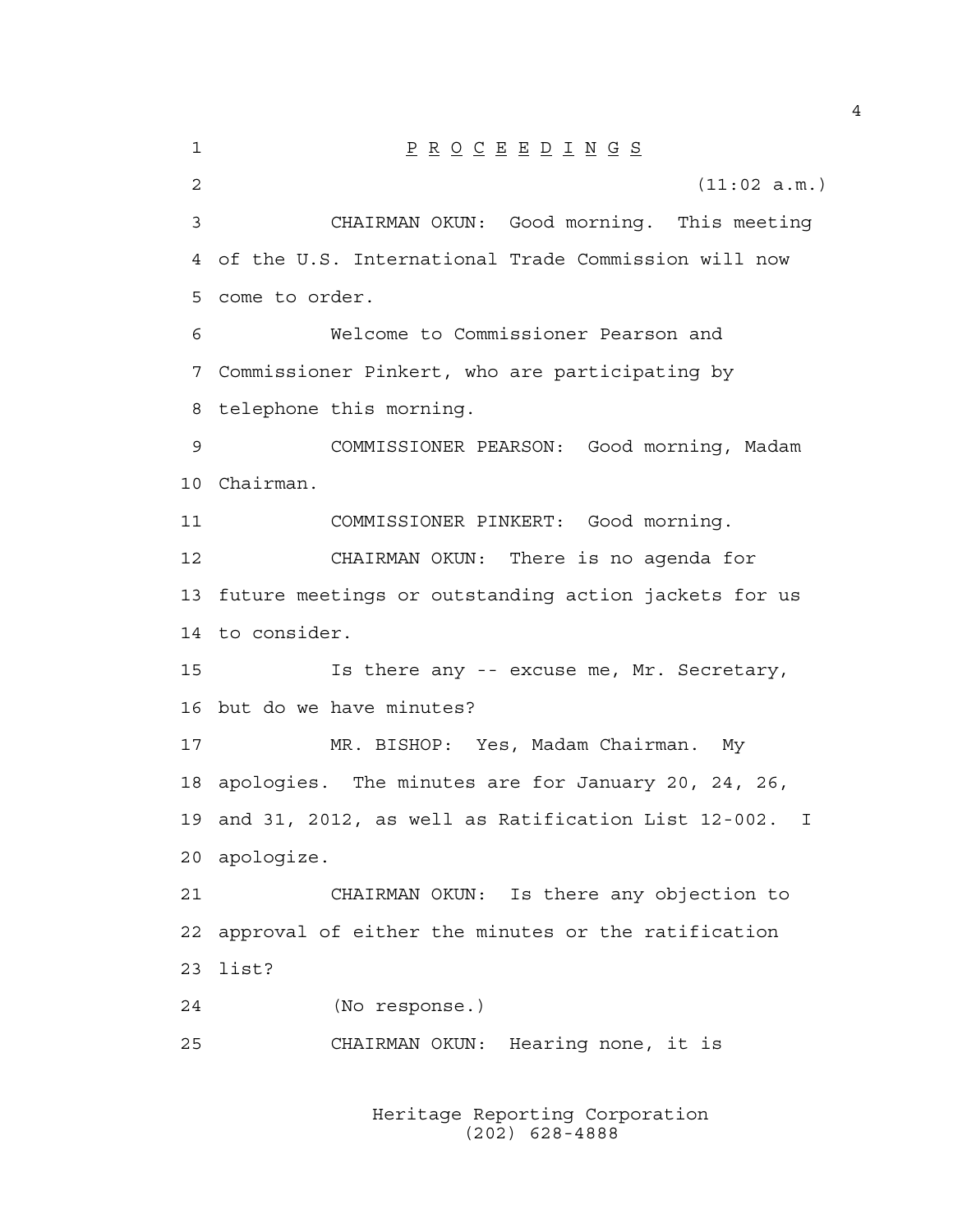# P R O C E E D I N G S

(11:02 a.m.)

CHAIRMAN OKUN: Good morning. This meeting of the U.S. International Trade Commission will now come to order.

Welcome to Commissioner Pearson and Commissioner Pinkert, who are participating by telephone this morning.

COMMISSIONER PEARSON: Good morning, Madam Chairman.

COMMISSIONER PINKERT: Good morning.

CHAIRMAN OKUN: There is no agenda for future meetings or outstanding action jackets for us to consider.

Is there any -- excuse me, Mr. Secretary, but do we have minutes?

MR. BISHOP: Yes, Madam Chairman. My apologies. The minutes are for January 20, 24, 26, and 31, 2012, as well as Ratification List 12-002. I apologize.

CHAIRMAN OKUN: Is there any objection to approval of either the minutes or the ratification list?

(No response.)

CHAIRMAN OKUN: Hearing none, it is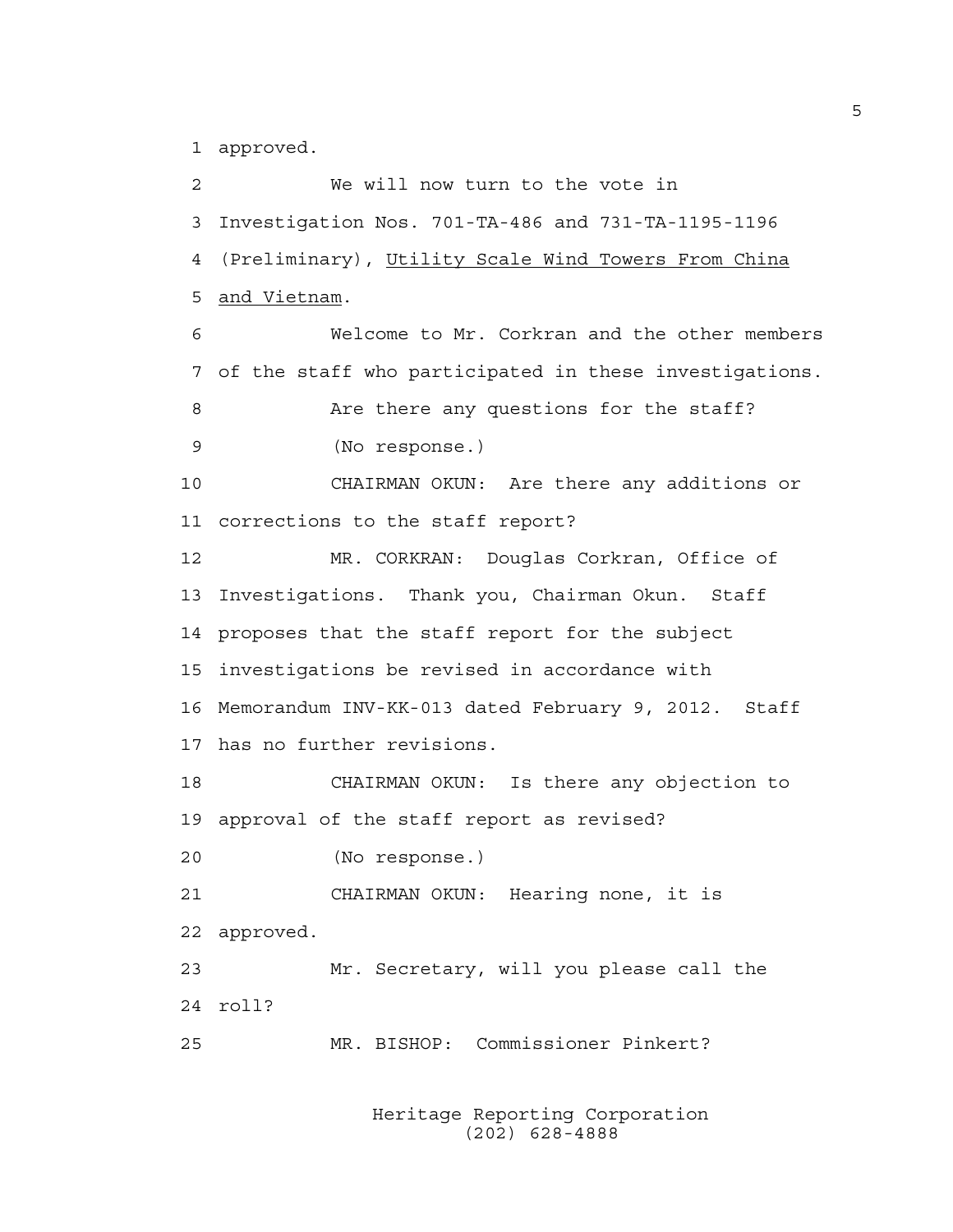approved.

We will now turn to the vote in Investigation Nos. 701-TA-486 and 731-TA-1195-1196 (Preliminary), Utility Scale Wind Towers From China and Vietnam.

Welcome to Mr. Corkran and the other members of the staff who participated in these investigations.

Are there any questions for the staff?

(No response.)

CHAIRMAN OKUN: Are there any additions or corrections to the staff report?

MR. CORKRAN: Douglas Corkran, Office of Investigations. Thank you, Chairman Okun. Staff proposes that the staff report for the subject investigations be revised in accordance with Memorandum INV-KK-013 dated February 9, 2012. Staff has no further revisions.

CHAIRMAN OKUN: Is there any objection to approval of the staff report as revised?

(No response.)

CHAIRMAN OKUN: Hearing none, it is approved.

Mr. Secretary, will you please call the roll?

MR. BISHOP: Commissioner Pinkert?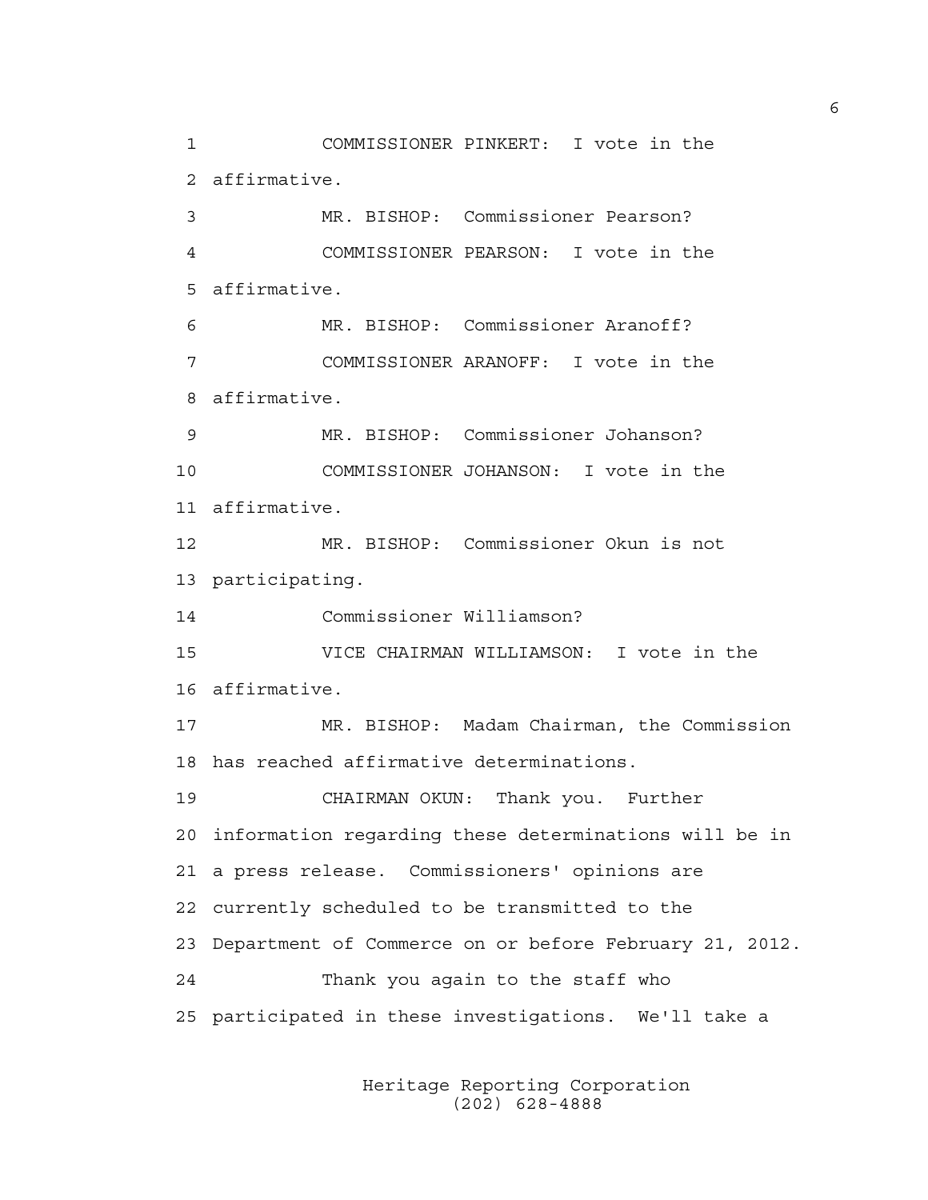COMMISSIONER PINKERT: I vote in the affirmative.

MR. BISHOP: Commissioner Pearson?

COMMISSIONER PEARSON: I vote in the affirmative.

MR. BISHOP: Commissioner Aranoff?

COMMISSIONER ARANOFF: I vote in the affirmative.

MR. BISHOP: Commissioner Johanson?

COMMISSIONER JOHANSON: I vote in the affirmative.

MR. BISHOP: Commissioner Okun is not participating.

Commissioner Williamson?

VICE CHAIRMAN WILLIAMSON: I vote in the affirmative.

MR. BISHOP: Madam Chairman, the Commission has reached affirmative determinations.

CHAIRMAN OKUN: Thank you. Further information regarding these determinations will be in a press release. Commissioners' opinions are currently scheduled to be transmitted to the Department of Commerce on or before February 21, 2012.

Thank you again to the staff who participated in these investigations. We'll take a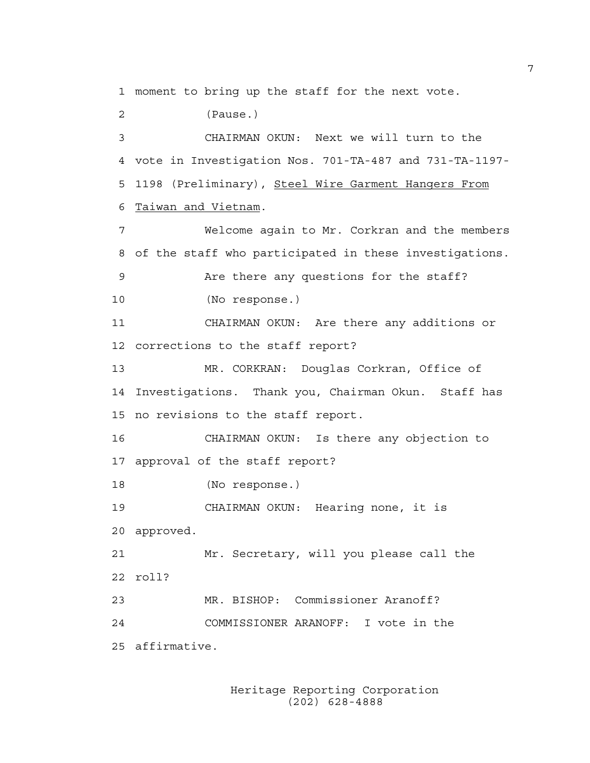moment to bring up the staff for the next vote.

(Pause.)

CHAIRMAN OKUN: Next we will turn to the vote in Investigation Nos. 701-TA-487 and 731-TA-1197-1198 (Preliminary), Steel Wire Garment Hangers From Taiwan and Vietnam.

Welcome again to Mr. Corkran and the members of the staff who participated in these investigations.

Are there any questions for the staff?

(No response.)

CHAIRMAN OKUN: Are there any additions or corrections to the staff report?

MR. CORKRAN: Douglas Corkran, Office of Investigations. Thank you, Chairman Okun. Staff has no revisions to the staff report.

CHAIRMAN OKUN: Is there any objection to approval of the staff report?

(No response.)

CHAIRMAN OKUN: Hearing none, it is approved.

Mr. Secretary, will you please call the roll?

MR. BISHOP: Commissioner Aranoff?

COMMISSIONER ARANOFF: I vote in the affirmative.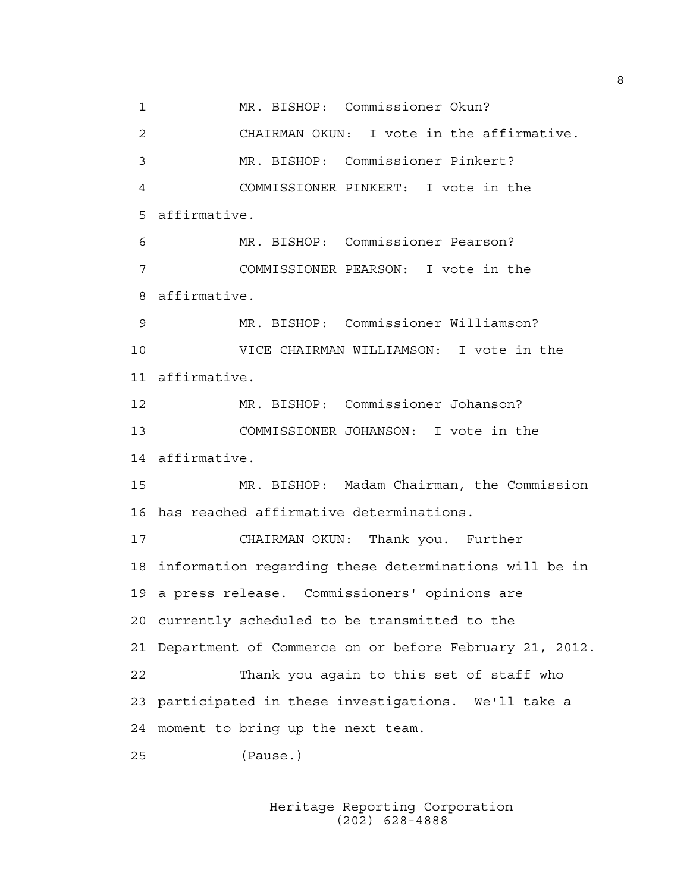MR. BISHOP: Commissioner Okun?

CHAIRMAN OKUN: I vote in the affirmative.

MR. BISHOP: Commissioner Pinkert?

COMMISSIONER PINKERT: I vote in the affirmative.

MR. BISHOP: Commissioner Pearson?

COMMISSIONER PEARSON: I vote in the affirmative.

MR. BISHOP: Commissioner Williamson?

VICE CHAIRMAN WILLIAMSON: I vote in the affirmative.

MR. BISHOP: Commissioner Johanson?

COMMISSIONER JOHANSON: I vote in the affirmative.

MR. BISHOP: Madam Chairman, the Commission has reached affirmative determinations.

CHAIRMAN OKUN: Thank you. Further information regarding these determinations will be in a press release. Commissioners' opinions are currently scheduled to be transmitted to the Department of Commerce on or before February 21, 2012.

Thank you again to this set of staff who participated in these investigations. We'll take a moment to bring up the next team.

(Pause.)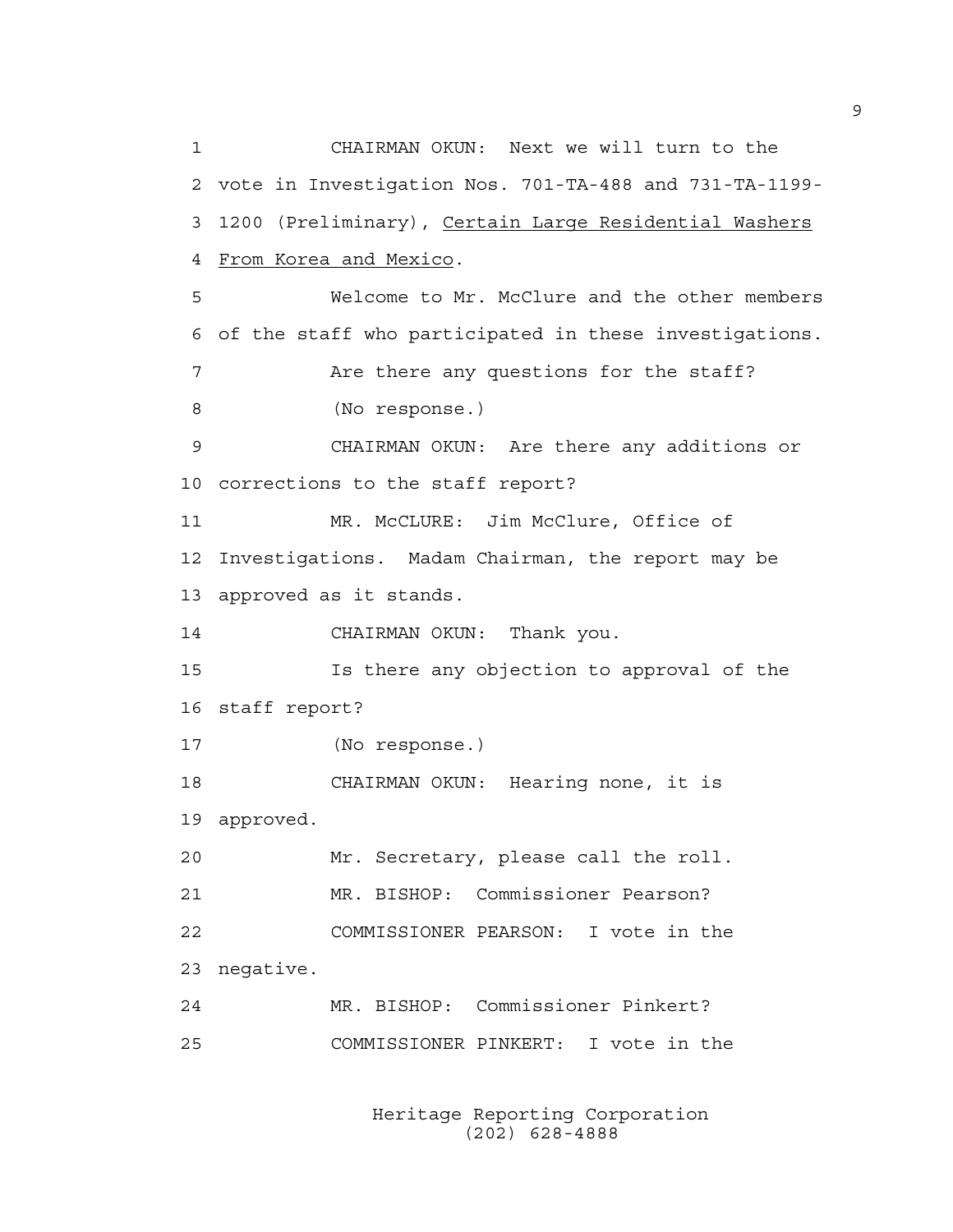CHAIRMAN OKUN: Next we will turn to the vote in Investigation Nos. 701-TA-488 and 731-TA-1199-1200 (Preliminary), Certain Large Residential Washers From Korea and Mexico.

Welcome to Mr. McClure and the other members of the staff who participated in these investigations.

Are there any questions for the staff?

(No response.)

CHAIRMAN OKUN: Are there any additions or corrections to the staff report?

MR. McCLURE: Jim McClure, Office of Investigations. Madam Chairman, the report may be approved as it stands.

CHAIRMAN OKUN: Thank you.

Is there any objection to approval of the staff report?

(No response.)

CHAIRMAN OKUN: Hearing none, it is approved.

Mr. Secretary, please call the roll.

MR. BISHOP: Commissioner Pearson?

COMMISSIONER PEARSON: I vote in the negative.

MR. BISHOP: Commissioner Pinkert?

COMMISSIONER PINKERT: I vote in the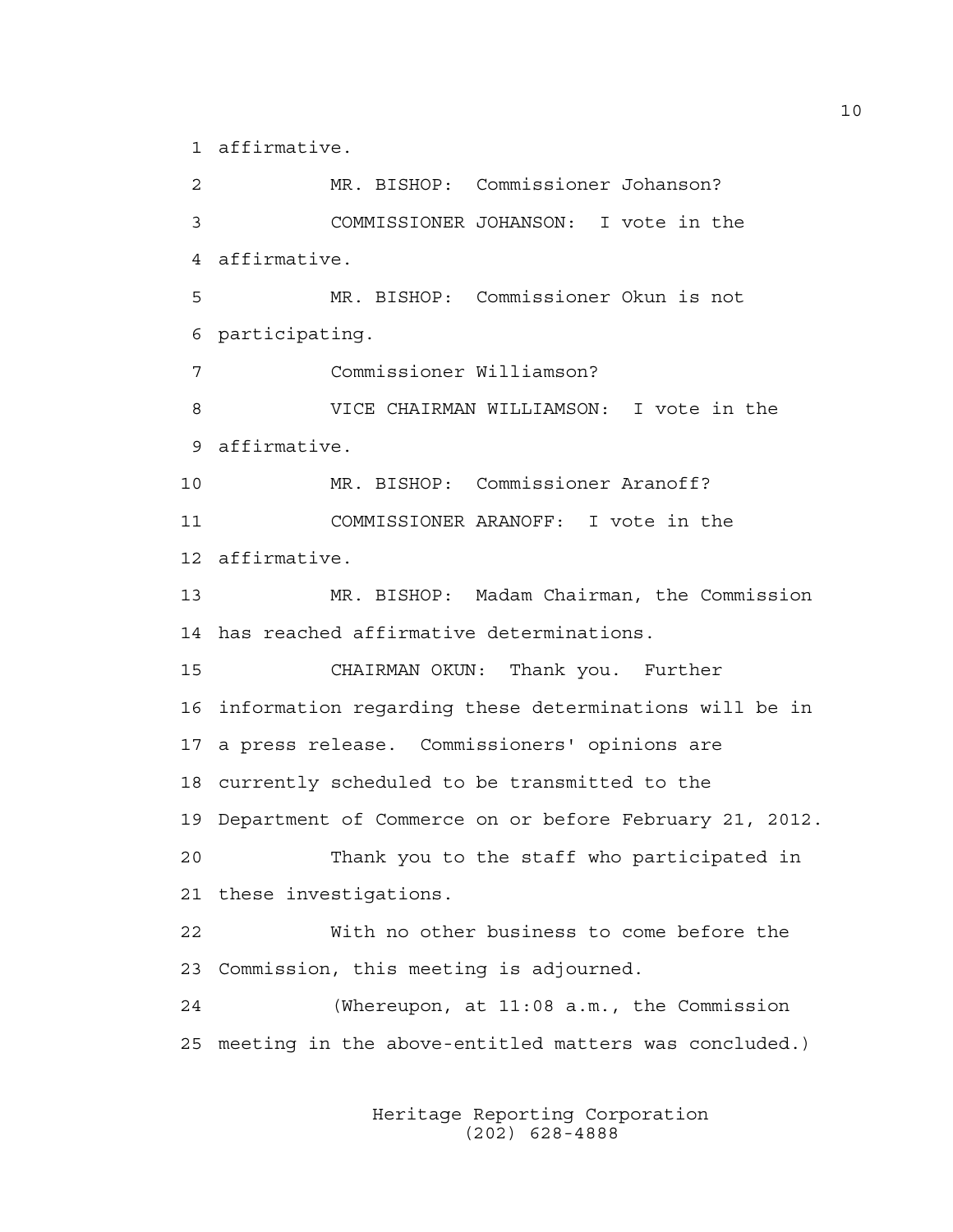affirmative.

MR. BISHOP: Commissioner Johanson?

COMMISSIONER JOHANSON: I vote in the affirmative.

MR. BISHOP: Commissioner Okun is not participating.

Commissioner Williamson?

VICE CHAIRMAN WILLIAMSON: I vote in the affirmative.

MR. BISHOP: Commissioner Aranoff?

COMMISSIONER ARANOFF: I vote in the affirmative.

MR. BISHOP: Madam Chairman, the Commission has reached affirmative determinations.

CHAIRMAN OKUN: Thank you. Further information regarding these determinations will be in a press release. Commissioners' opinions are currently scheduled to be transmitted to the Department of Commerce on or before February 21, 2012.

Thank you to the staff who participated in these investigations.

With no other business to come before the Commission, this meeting is adjourned.

(Whereupon, at 11:08 a.m., the Commission meeting in the above-entitled matters was concluded.)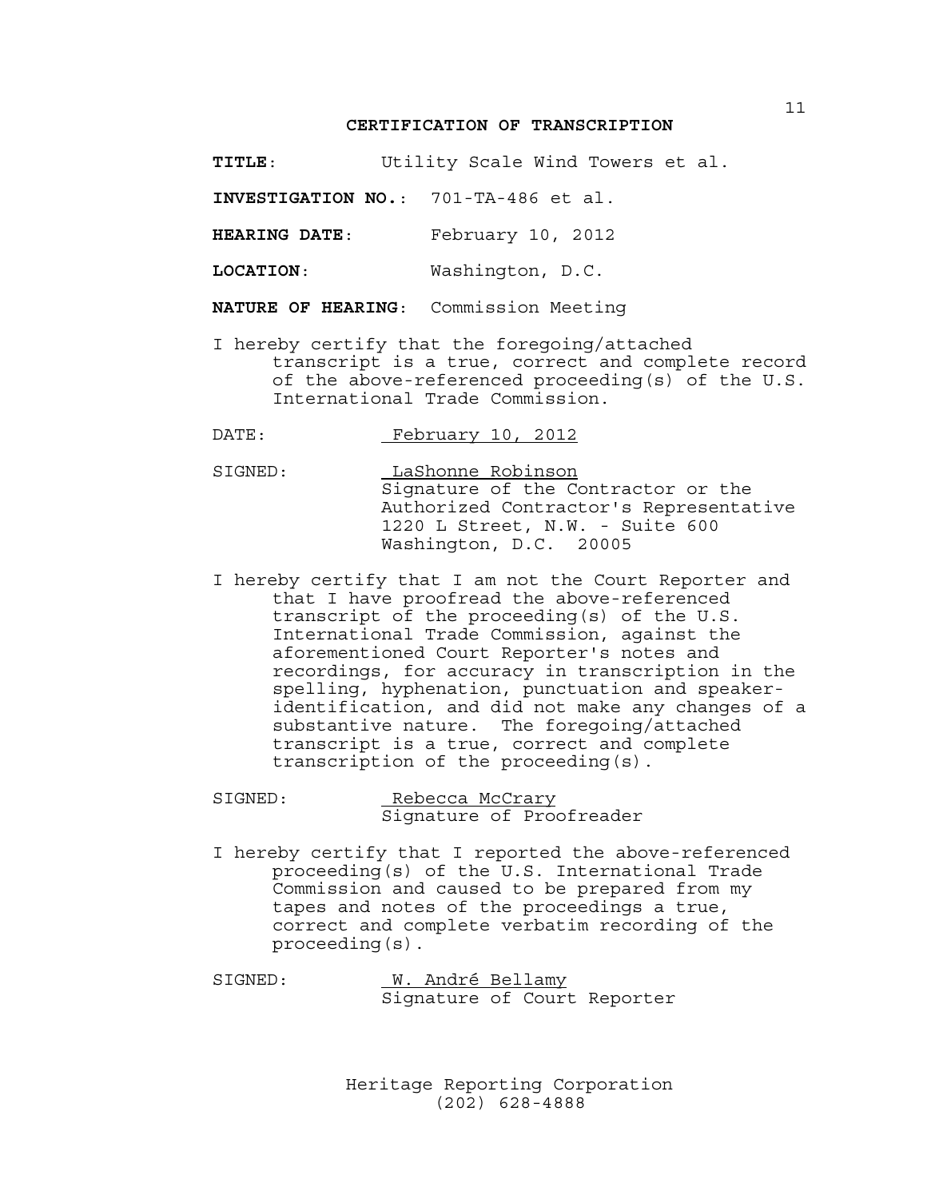## CERTIFICATION OF TRANSCRIPTION

**TITLE**: Utility Scale Wind Towers et al.

**INVESTIGATION NO.**: 701-TA-486 et al.

**HEARING DATE**: February 10, 2012

**LOCATION**: Washington, D.C.

**NATURE OF HEARING**: Commission Meeting

I hereby certify that the foregoing/attached transcript is a true, correct and complete record of the above-referenced proceeding(s) of the U.S. International Trade Commission.

DATE: February 10, 2012

SIGNED: LaShonne Robinson
Signature of the Contractor or the Authorized Contractor's Representative
1220 L Street, N.W. - Suite 600
Washington, D.C. 20005

I hereby certify that I am not the Court Reporter and that I have proofread the above-referenced transcript of the proceeding(s) of the U.S. International Trade Commission, against the aforementioned Court Reporter's notes and recordings, for accuracy in transcription in the spelling, hyphenation, punctuation and speaker-identification, and did not make any changes of a substantive nature. The foregoing/attached transcript is a true, correct and complete transcription of the proceeding(s).

SIGNED: Rebecca McCrary
Signature of Proofreader

I hereby certify that I reported the above-referenced proceeding(s) of the U.S. International Trade Commission and caused to be prepared from my tapes and notes of the proceedings a true, correct and complete verbatim recording of the proceeding(s).

SIGNED: W. André Bellamy
Signature of Court Reporter